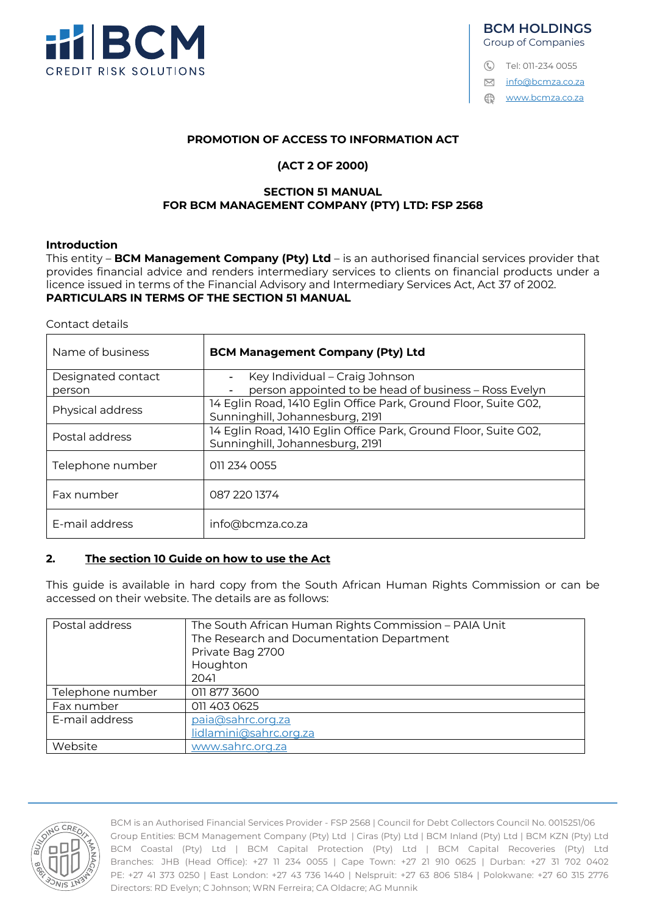# PROMOTION OF ACCESS TO INFORMATION ACT

## (ACT 2 OF 2000)

## SECTION 51 MANUAL
## FOR BCM MANAGEMENT COMPANY (PTY) LTD: FSP 2568

**Introduction**
This entity – **BCM Management Company (Pty) Ltd** – is an authorised financial services provider that provides financial advice and renders intermediary services to clients on financial products under a licence issued in terms of the Financial Advisory and Intermediary Services Act, Act 37 of 2002.
**PARTICULARS IN TERMS OF THE SECTION 51 MANUAL**

Contact details

| | |
|---|---|
| Name of business | **BCM Management Company (Pty) Ltd** |
| Designated contact person | - Key Individual – Craig Johnson<br>- person appointed to be head of business – Ross Evelyn |
| Physical address | 14 Eglin Road, 1410 Eglin Office Park, Ground Floor, Suite G02, Sunninghill, Johannesburg, 2191 |
| Postal address | 14 Eglin Road, 1410 Eglin Office Park, Ground Floor, Suite G02, Sunninghill, Johannesburg, 2191 |
| Telephone number | 011 234 0055 |
| Fax number | 087 220 1374 |
| E-mail address | info@bcmza.co.za |

**2. The section 10 Guide on how to use the Act**

This guide is available in hard copy from the South African Human Rights Commission or can be accessed on their website. The details are as follows:

| | |
|---|---|
| Postal address | The South African Human Rights Commission – PAIA Unit<br>The Research and Documentation Department<br>Private Bag 2700<br>Houghton<br>2041 |
| Telephone number | 011 877 3600 |
| Fax number | 011 403 0625 |
| E-mail address | paia@sahrc.org.za<br>lidlamini@sahrc.org.za |
| Website | www.sahrc.org.za |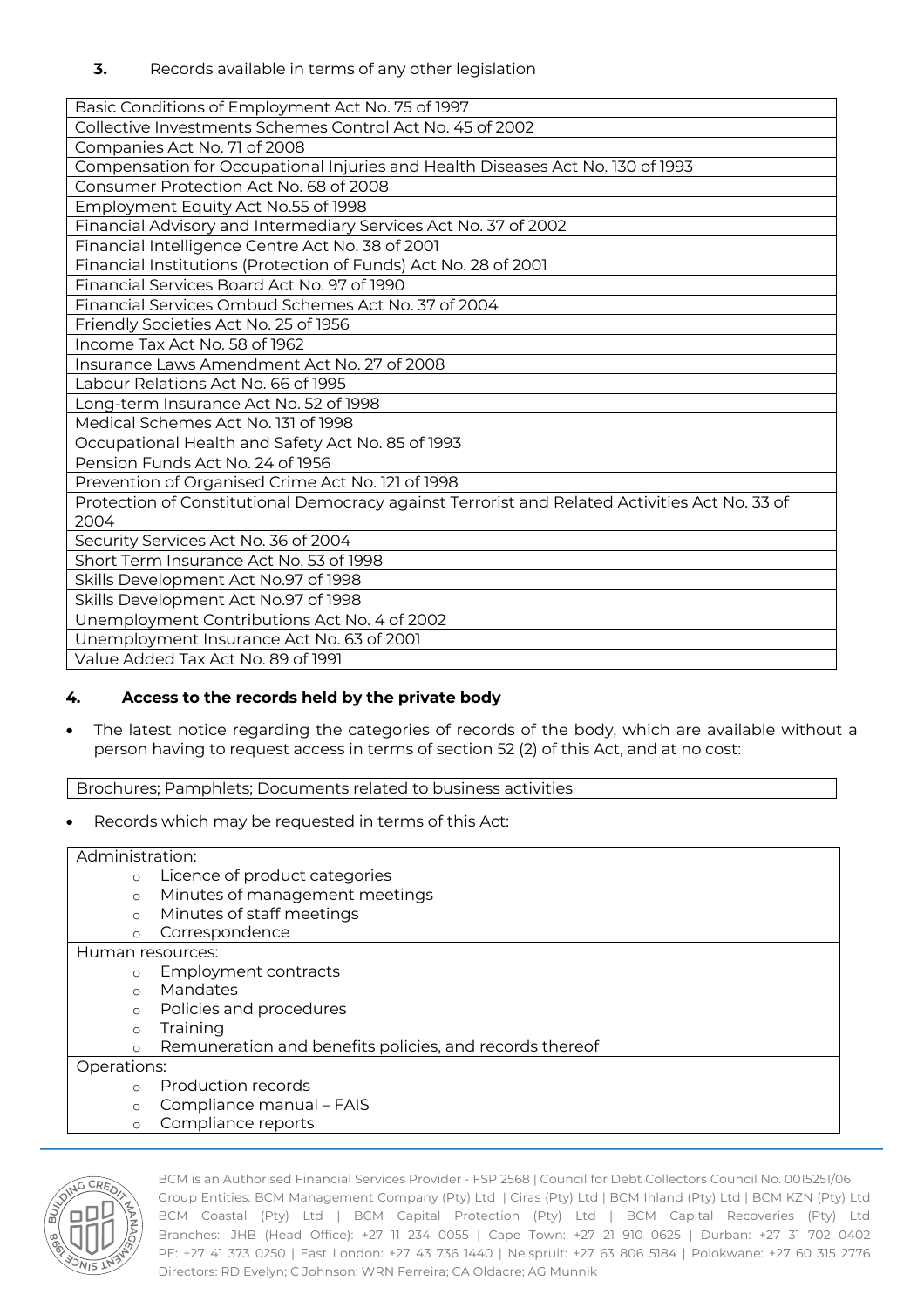**3.** Records available in terms of any other legislation

| |
|---|
| Basic Conditions of Employment Act No. 75 of 1997 |
| Collective Investments Schemes Control Act No. 45 of 2002 |
| Companies Act No. 71 of 2008 |
| Compensation for Occupational Injuries and Health Diseases Act No. 130 of 1993 |
| Consumer Protection Act No. 68 of 2008 |
| Employment Equity Act No.55 of 1998 |
| Financial Advisory and Intermediary Services Act No. 37 of 2002 |
| Financial Intelligence Centre Act No. 38 of 2001 |
| Financial Institutions (Protection of Funds) Act No. 28 of 2001 |
| Financial Services Board Act No. 97 of 1990 |
| Financial Services Ombud Schemes Act No. 37 of 2004 |
| Friendly Societies Act No. 25 of 1956 |
| Income Tax Act No. 58 of 1962 |
| Insurance Laws Amendment Act No. 27 of 2008 |
| Labour Relations Act No. 66 of 1995 |
| Long-term Insurance Act No. 52 of 1998 |
| Medical Schemes Act No. 131 of 1998 |
| Occupational Health and Safety Act No. 85 of 1993 |
| Pension Funds Act No. 24 of 1956 |
| Prevention of Organised Crime Act No. 121 of 1998 |
| Protection of Constitutional Democracy against Terrorist and Related Activities Act No. 33 of 2004 |
| Security Services Act No. 36 of 2004 |
| Short Term Insurance Act No. 53 of 1998 |
| Skills Development Act No.97 of 1998 |
| Skills Development Act No.97 of 1998 |
| Unemployment Contributions Act No. 4 of 2002 |
| Unemployment Insurance Act No. 63 of 2001 |
| Value Added Tax Act No. 89 of 1991 |

## 4. Access to the records held by the private body

- The latest notice regarding the categories of records of the body, which are available without a person having to request access in terms of section 52 (2) of this Act, and at no cost:

| |
|---|
| Brochures; Pamphlets; Documents related to business activities |

- Records which may be requested in terms of this Act:

Administration:

- Licence of product categories
- Minutes of management meetings
- Minutes of staff meetings
- Correspondence

Human resources:

- Employment contracts
- Mandates
- Policies and procedures
- Training
- Remuneration and benefits policies, and records thereof

Operations:

- Production records
- Compliance manual – FAIS
- Compliance reports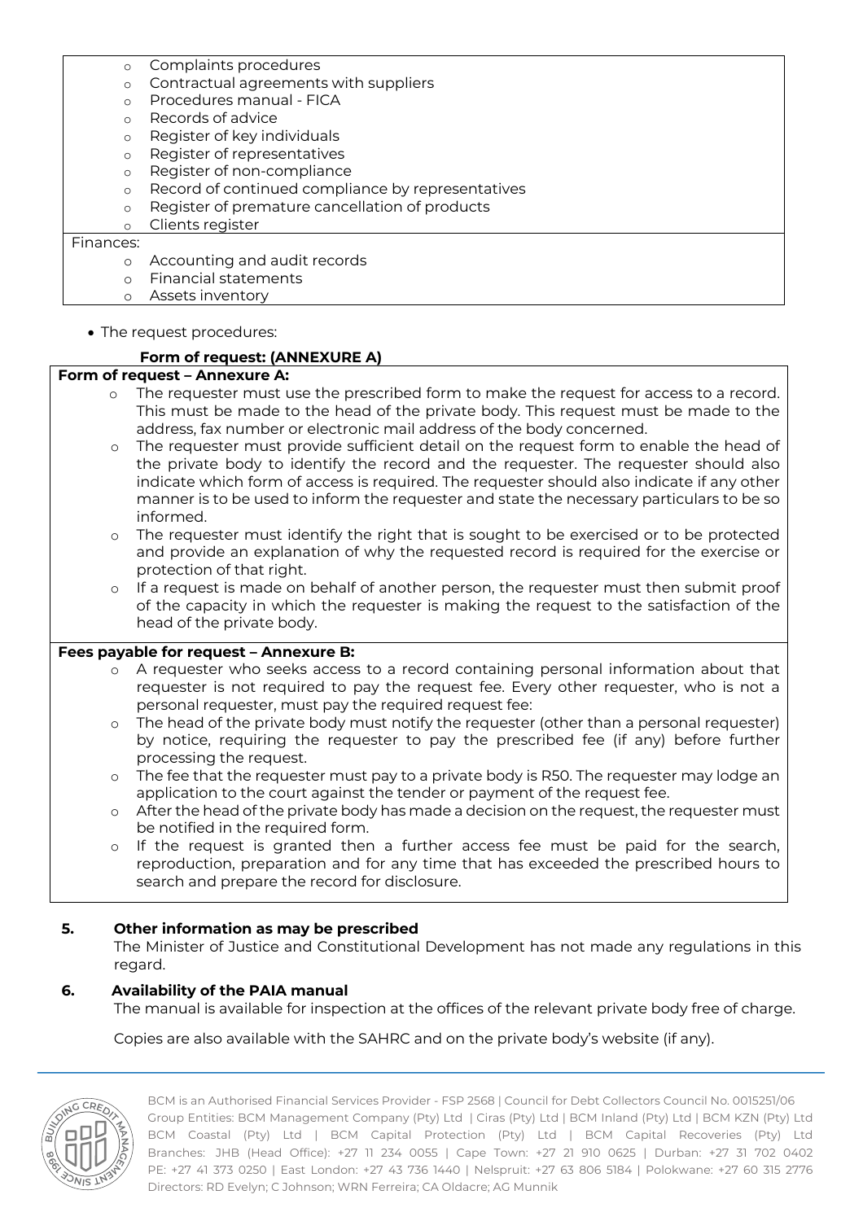- Complaints procedures
- Contractual agreements with suppliers
- Procedures manual - FICA
- Records of advice
- Register of key individuals
- Register of representatives
- Register of non-compliance
- Record of continued compliance by representatives
- Register of premature cancellation of products
- Clients register

Finances:

- Accounting and audit records
- Financial statements
- Assets inventory

- The request procedures:

**Form of request: (ANNEXURE A)**

**Form of request – Annexure A:**

- The requester must use the prescribed form to make the request for access to a record. This must be made to the head of the private body. This request must be made to the address, fax number or electronic mail address of the body concerned.
- The requester must provide sufficient detail on the request form to enable the head of the private body to identify the record and the requester. The requester should also indicate which form of access is required. The requester should also indicate if any other manner is to be used to inform the requester and state the necessary particulars to be so informed.
- The requester must identify the right that is sought to be exercised or to be protected and provide an explanation of why the requested record is required for the exercise or protection of that right.
- If a request is made on behalf of another person, the requester must then submit proof of the capacity in which the requester is making the request to the satisfaction of the head of the private body.

**Fees payable for request – Annexure B:**

- A requester who seeks access to a record containing personal information about that requester is not required to pay the request fee. Every other requester, who is not a personal requester, must pay the required request fee:
- The head of the private body must notify the requester (other than a personal requester) by notice, requiring the requester to pay the prescribed fee (if any) before further processing the request.
- The fee that the requester must pay to a private body is R50. The requester may lodge an application to the court against the tender or payment of the request fee.
- After the head of the private body has made a decision on the request, the requester must be notified in the required form.
- If the request is granted then a further access fee must be paid for the search, reproduction, preparation and for any time that has exceeded the prescribed hours to search and prepare the record for disclosure.

## 5. Other information as may be prescribed

The Minister of Justice and Constitutional Development has not made any regulations in this regard.

## 6. Availability of the PAIA manual

The manual is available for inspection at the offices of the relevant private body free of charge.

Copies are also available with the SAHRC and on the private body's website (if any).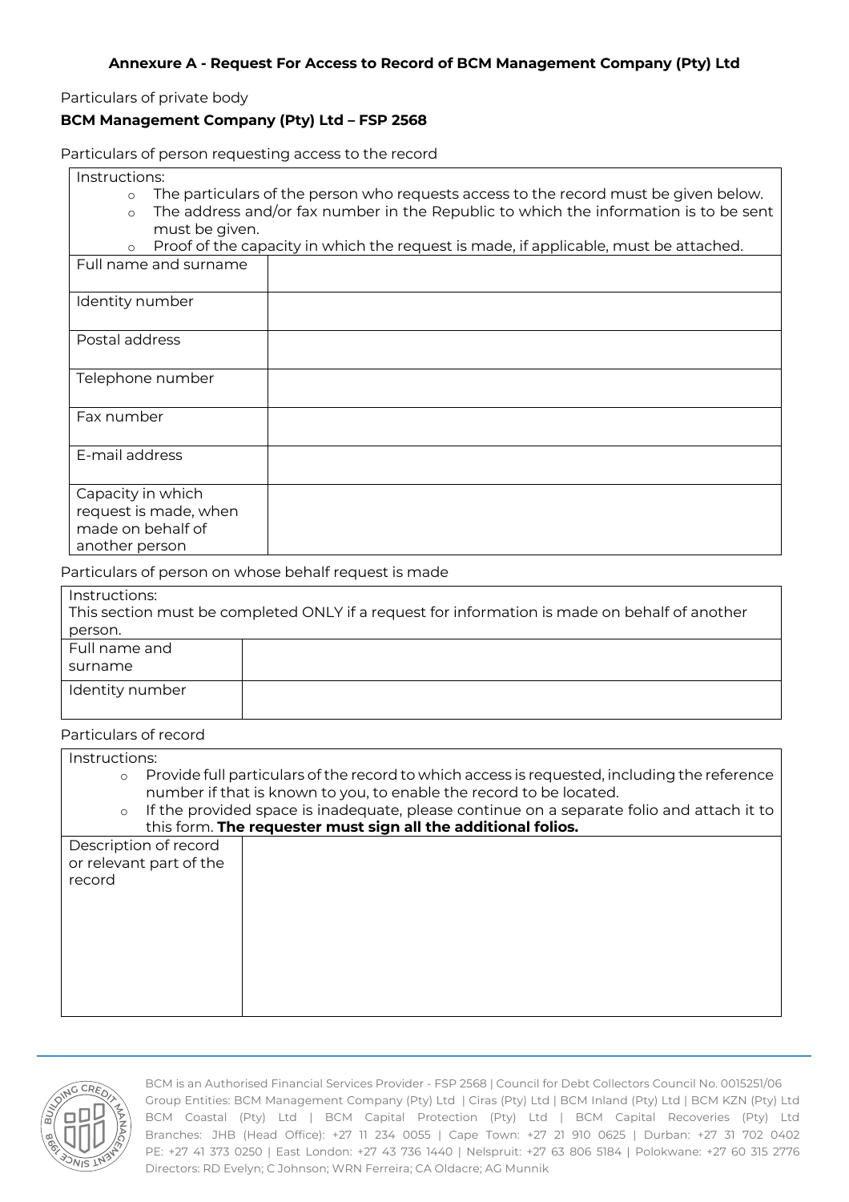### Annexure A - Request For Access to Record of BCM Management Company (Pty) Ltd

Particulars of private body

**BCM Management Company (Pty) Ltd – FSP 2568**

Particulars of person requesting access to the record

Instructions:

- The particulars of the person who requests access to the record must be given below.
- The address and/or fax number in the Republic to which the information is to be sent must be given.
- Proof of the capacity in which the request is made, if applicable, must be attached.

| | |
|---|---|
| Full name and surname | |
| Identity number | |
| Postal address | |
| Telephone number | |
| Fax number | |
| E-mail address | |
| Capacity in which request is made, when made on behalf of another person | |

Particulars of person on whose behalf request is made

Instructions:
This section must be completed ONLY if a request for information is made on behalf of another person.

| | |
|---|---|
| Full name and surname | |
| Identity number | |

Particulars of record

Instructions:

- Provide full particulars of the record to which access is requested, including the reference number if that is known to you, to enable the record to be located.
- If the provided space is inadequate, please continue on a separate folio and attach it to this form. **The requester must sign all the additional folios.**

| | |
|---|---|
| Description of record or relevant part of the record | |

BCM is an Authorised Financial Services Provider - FSP 2568 | Council for Debt Collectors Council No. 0015251/06
Group Entities: BCM Management Company (Pty) Ltd | Ciras (Pty) Ltd | BCM Inland (Pty) Ltd | BCM KZN (Pty) Ltd BCM Coastal (Pty) Ltd | BCM Capital Protection (Pty) Ltd | BCM Capital Recoveries (Pty) Ltd
Branches: JHB (Head Office): +27 11 234 0055 | Cape Town: +27 21 910 0625 | Durban: +27 31 702 0402 PE: +27 41 373 0250 | East London: +27 43 736 1440 | Nelspruit: +27 63 806 5184 | Polokwane: +27 60 315 2776
Directors: RD Evelyn; C Johnson; WRN Ferreira; CA Oldacre; AG Munnik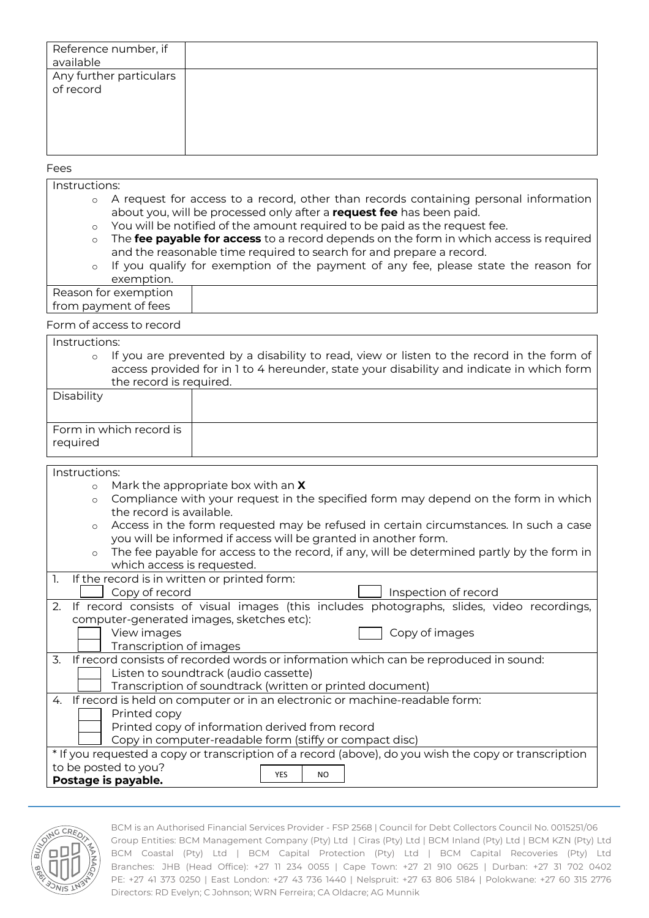| | |
|---|---|
| Reference number, if available | |
| Any further particulars of record | |

Fees

Instructions:

- A request for access to a record, other than records containing personal information about you, will be processed only after a **request fee** has been paid.
- You will be notified of the amount required to be paid as the request fee.
- The **fee payable for access** to a record depends on the form in which access is required and the reasonable time required to search for and prepare a record.
- If you qualify for exemption of the payment of any fee, please state the reason for exemption.

| | |
|---|---|
| Reason for exemption from payment of fees | |

Form of access to record

Instructions:

- If you are prevented by a disability to read, view or listen to the record in the form of access provided for in 1 to 4 hereunder, state your disability and indicate in which form the record is required.

| | |
|---|---|
| Disability | |
| Form in which record is required | |

Instructions:

- Mark the appropriate box with an **X**
- Compliance with your request in the specified form may depend on the form in which the record is available.
- Access in the form requested may be refused in certain circumstances. In such a case you will be informed if access will be granted in another form.
- The fee payable for access to the record, if any, will be determined partly by the form in which access is requested.

1. If the record is in written or printed form:
   - ☐ Copy of record
   - ☐ Inspection of record
2. If record consists of visual images (this includes photographs, slides, video recordings, computer-generated images, sketches etc):
   - ☐ View images
   - ☐ Copy of images
   - ☐ Transcription of images
3. If record consists of recorded words or information which can be reproduced in sound:
   - ☐ Listen to soundtrack (audio cassette)
   - ☐ Transcription of soundtrack (written or printed document)
4. If record is held on computer or in an electronic or machine-readable form:
   - ☐ Printed copy
   - ☐ Printed copy of information derived from record
   - ☐ Copy in computer-readable form (stiffy or compact disc)

\* If you requested a copy or transcription of a record (above), do you wish the copy or transcription to be posted to you? ☐ YES ☐ NO

**Postage is payable.**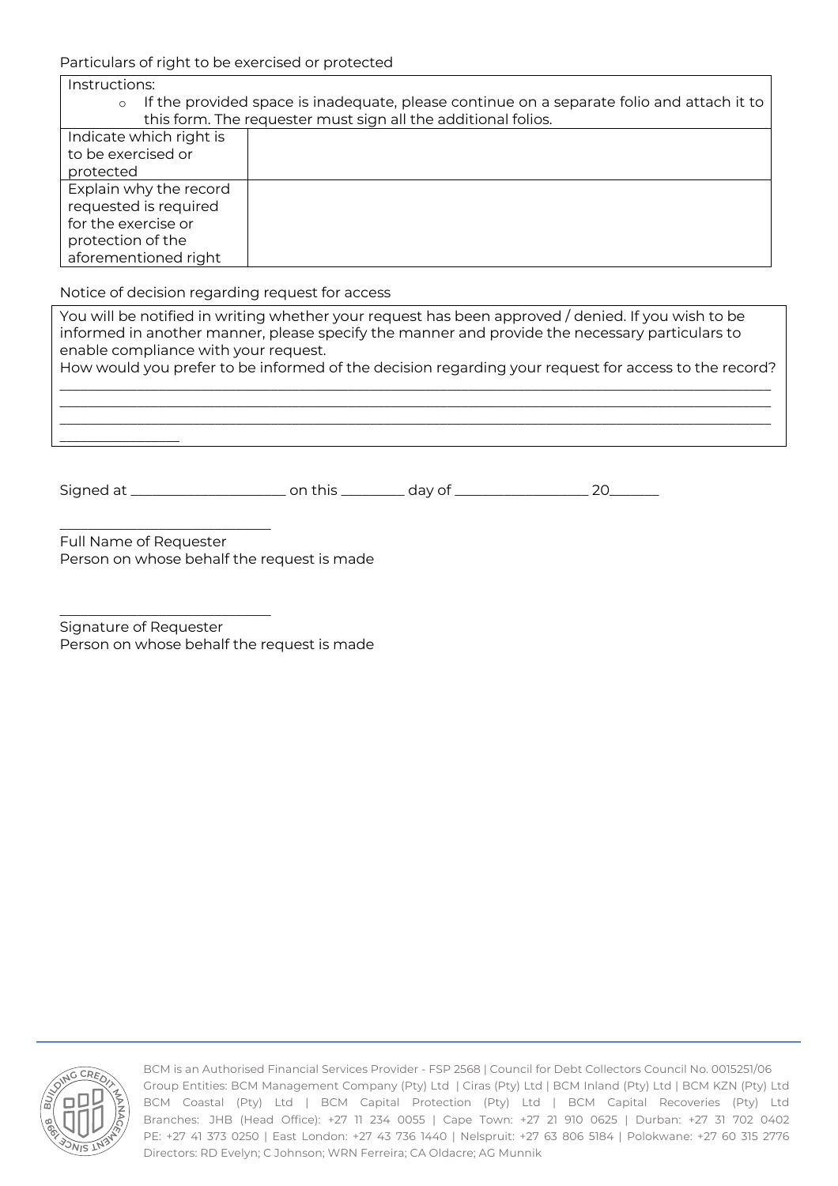Particulars of right to be exercised or protected

| Instructions: | |
|---|---|
| ◦ If the provided space is inadequate, please continue on a separate folio and attach it to this form. The requester must sign all the additional folios. | |
| Indicate which right is to be exercised or protected | |
| Explain why the record requested is required for the exercise or protection of the aforementioned right | |

Notice of decision regarding request for access

You will be notified in writing whether your request has been approved / denied. If you wish to be informed in another manner, please specify the manner and provide the necessary particulars to enable compliance with your request.
How would you prefer to be informed of the decision regarding your request for access to the record?
_______________________________________________________________________________
_______________________________________________________________________________
_______________________________________________________________________________
______________

Signed at ____________________ on this ________ day of _________________ 20______

___________________________
Full Name of Requester
Person on whose behalf the request is made

___________________________
Signature of Requester
Person on whose behalf the request is made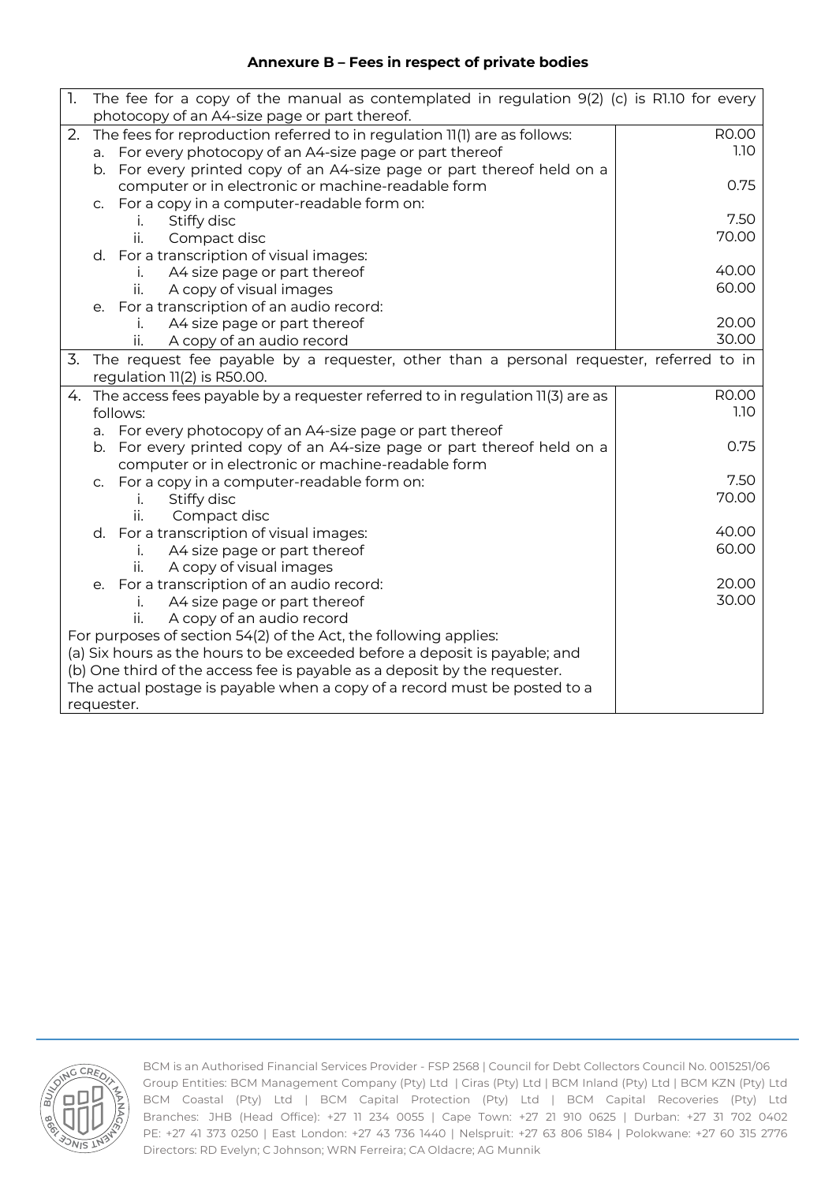**Annexure B – Fees in respect of private bodies**

| | |
|---|---|
| 1. The fee for a copy of the manual as contemplated in regulation 9(2) (c) is R1.10 for every photocopy of an A4-size page or part thereof. | |
| 2. The fees for reproduction referred to in regulation 11(1) are as follows: | R0.00 |
| a. For every photocopy of an A4-size page or part thereof | 1.10 |
| b. For every printed copy of an A4-size page or part thereof held on a computer or in electronic or machine-readable form | 0.75 |
| c. For a copy in a computer-readable form on: | |
| i. Stiffy disc | 7.50 |
| ii. Compact disc | 70.00 |
| d. For a transcription of visual images: | |
| i. A4 size page or part thereof | 40.00 |
| ii. A copy of visual images | 60.00 |
| e. For a transcription of an audio record: | |
| i. A4 size page or part thereof | 20.00 |
| ii. A copy of an audio record | 30.00 |
| 3. The request fee payable by a requester, other than a personal requester, referred to in regulation 11(2) is R50.00. | |
| 4. The access fees payable by a requester referred to in regulation 11(3) are as follows: | R0.00 |
| a. For every photocopy of an A4-size page or part thereof | 1.10 |
| b. For every printed copy of an A4-size page or part thereof held on a computer or in electronic or machine-readable form | 0.75 |
| c. For a copy in a computer-readable form on: | |
| i. Stiffy disc | 7.50 |
| ii. Compact disc | 70.00 |
| d. For a transcription of visual images: | |
| i. A4 size page or part thereof | 40.00 |
| ii. A copy of visual images | 60.00 |
| e. For a transcription of an audio record: | |
| i. A4 size page or part thereof | 20.00 |
| ii. A copy of an audio record | 30.00 |
| For purposes of section 54(2) of the Act, the following applies: | |
| (a) Six hours as the hours to be exceeded before a deposit is payable; and | |
| (b) One third of the access fee is payable as a deposit by the requester. | |
| The actual postage is payable when a copy of a record must be posted to a requester. | |